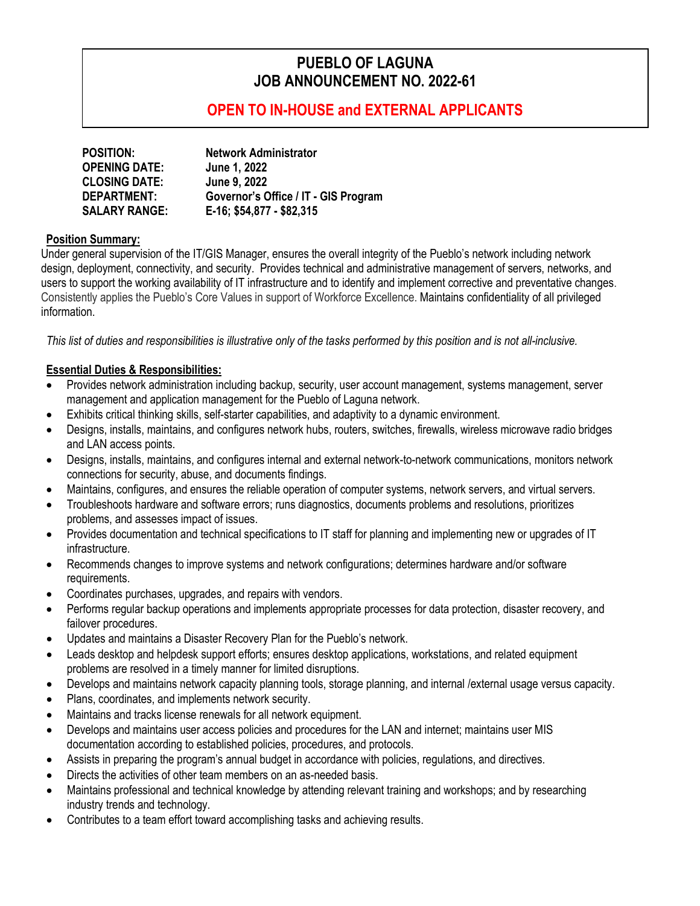# PUEBLO OF LAGUNA
# JOB ANNOUNCEMENT NO. 2022-61

## OPEN TO IN-HOUSE and EXTERNAL APPLICANTS

| | |
|---|---|
| **POSITION:** | **Network Administrator** |
| **OPENING DATE:** | **June 1, 2022** |
| **CLOSING DATE:** | **June 9, 2022** |
| **DEPARTMENT:** | **Governor's Office / IT - GIS Program** |
| **SALARY RANGE:** | **E-16; $54,877 - $82,315** |

**Position Summary:**

Under general supervision of the IT/GIS Manager, ensures the overall integrity of the Pueblo's network including network design, deployment, connectivity, and security. Provides technical and administrative management of servers, networks, and users to support the working availability of IT infrastructure and to identify and implement corrective and preventative changes. Consistently applies the Pueblo's Core Values in support of Workforce Excellence. Maintains confidentiality of all privileged information.

*This list of duties and responsibilities is illustrative only of the tasks performed by this position and is not all-inclusive.*

**Essential Duties & Responsibilities:**

- Provides network administration including backup, security, user account management, systems management, server management and application management for the Pueblo of Laguna network.
- Exhibits critical thinking skills, self-starter capabilities, and adaptivity to a dynamic environment.
- Designs, installs, maintains, and configures network hubs, routers, switches, firewalls, wireless microwave radio bridges and LAN access points.
- Designs, installs, maintains, and configures internal and external network-to-network communications, monitors network connections for security, abuse, and documents findings.
- Maintains, configures, and ensures the reliable operation of computer systems, network servers, and virtual servers.
- Troubleshoots hardware and software errors; runs diagnostics, documents problems and resolutions, prioritizes problems, and assesses impact of issues.
- Provides documentation and technical specifications to IT staff for planning and implementing new or upgrades of IT infrastructure.
- Recommends changes to improve systems and network configurations; determines hardware and/or software requirements.
- Coordinates purchases, upgrades, and repairs with vendors.
- Performs regular backup operations and implements appropriate processes for data protection, disaster recovery, and failover procedures.
- Updates and maintains a Disaster Recovery Plan for the Pueblo's network.
- Leads desktop and helpdesk support efforts; ensures desktop applications, workstations, and related equipment problems are resolved in a timely manner for limited disruptions.
- Develops and maintains network capacity planning tools, storage planning, and internal /external usage versus capacity.
- Plans, coordinates, and implements network security.
- Maintains and tracks license renewals for all network equipment.
- Develops and maintains user access policies and procedures for the LAN and internet; maintains user MIS documentation according to established policies, procedures, and protocols.
- Assists in preparing the program's annual budget in accordance with policies, regulations, and directives.
- Directs the activities of other team members on an as-needed basis.
- Maintains professional and technical knowledge by attending relevant training and workshops; and by researching industry trends and technology.
- Contributes to a team effort toward accomplishing tasks and achieving results.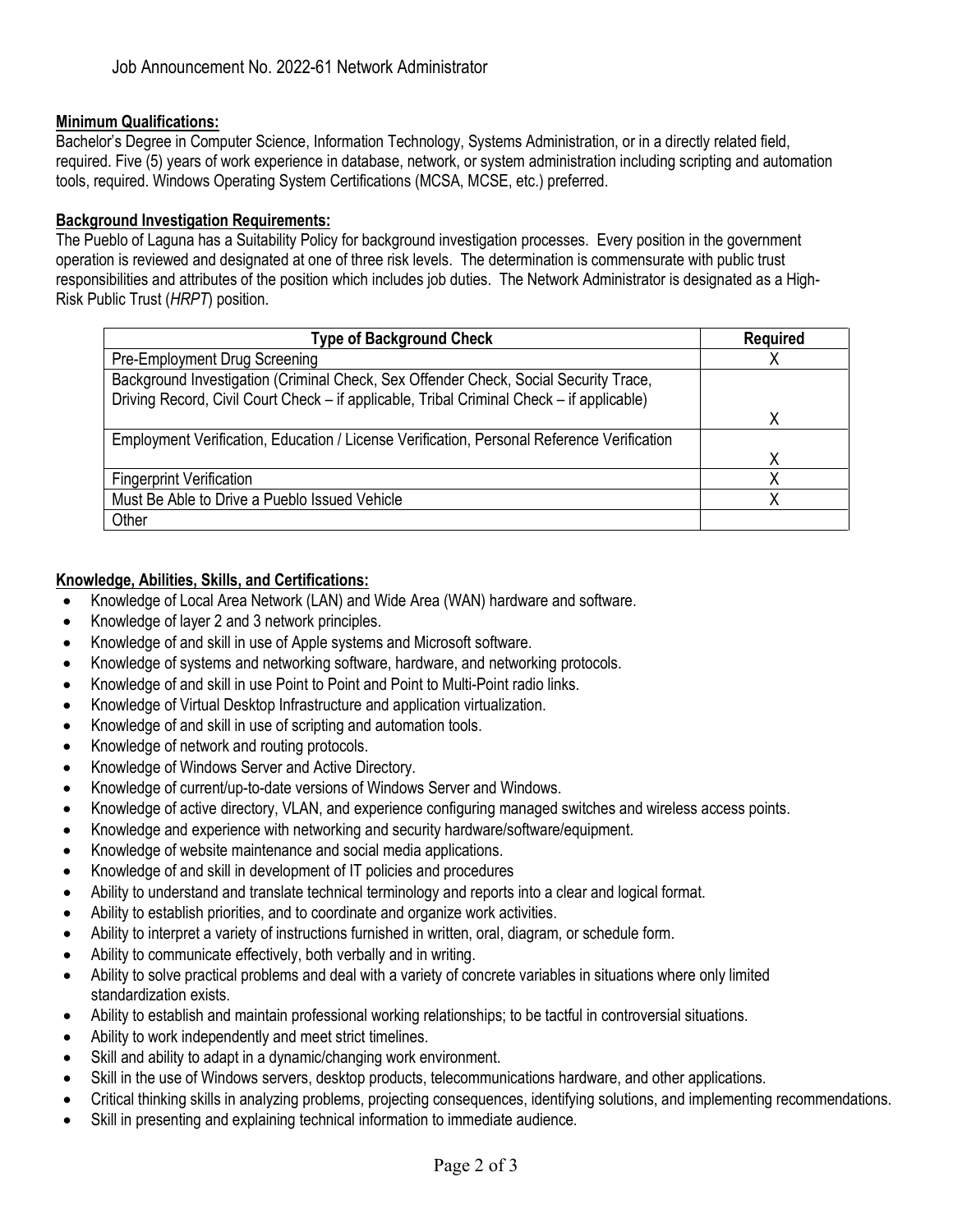Job Announcement No. 2022-61 Network Administrator

**Minimum Qualifications:**

Bachelor's Degree in Computer Science, Information Technology, Systems Administration, or in a directly related field, required. Five (5) years of work experience in database, network, or system administration including scripting and automation tools, required. Windows Operating System Certifications (MCSA, MCSE, etc.) preferred.

**Background Investigation Requirements:**

The Pueblo of Laguna has a Suitability Policy for background investigation processes. Every position in the government operation is reviewed and designated at one of three risk levels. The determination is commensurate with public trust responsibilities and attributes of the position which includes job duties. The Network Administrator is designated as a High-Risk Public Trust (*HRPT*) position.

| Type of Background Check | Required |
|---|---|
| Pre-Employment Drug Screening | X |
| Background Investigation (Criminal Check, Sex Offender Check, Social Security Trace, Driving Record, Civil Court Check – if applicable, Tribal Criminal Check – if applicable) | X |
| Employment Verification, Education / License Verification, Personal Reference Verification | X |
| Fingerprint Verification | X |
| Must Be Able to Drive a Pueblo Issued Vehicle | X |
| Other | |

**Knowledge, Abilities, Skills, and Certifications:**

- Knowledge of Local Area Network (LAN) and Wide Area (WAN) hardware and software.
- Knowledge of layer 2 and 3 network principles.
- Knowledge of and skill in use of Apple systems and Microsoft software.
- Knowledge of systems and networking software, hardware, and networking protocols.
- Knowledge of and skill in use Point to Point and Point to Multi-Point radio links.
- Knowledge of Virtual Desktop Infrastructure and application virtualization.
- Knowledge of and skill in use of scripting and automation tools.
- Knowledge of network and routing protocols.
- Knowledge of Windows Server and Active Directory.
- Knowledge of current/up-to-date versions of Windows Server and Windows.
- Knowledge of active directory, VLAN, and experience configuring managed switches and wireless access points.
- Knowledge and experience with networking and security hardware/software/equipment.
- Knowledge of website maintenance and social media applications.
- Knowledge of and skill in development of IT policies and procedures
- Ability to understand and translate technical terminology and reports into a clear and logical format.
- Ability to establish priorities, and to coordinate and organize work activities.
- Ability to interpret a variety of instructions furnished in written, oral, diagram, or schedule form.
- Ability to communicate effectively, both verbally and in writing.
- Ability to solve practical problems and deal with a variety of concrete variables in situations where only limited standardization exists.
- Ability to establish and maintain professional working relationships; to be tactful in controversial situations.
- Ability to work independently and meet strict timelines.
- Skill and ability to adapt in a dynamic/changing work environment.
- Skill in the use of Windows servers, desktop products, telecommunications hardware, and other applications.
- Critical thinking skills in analyzing problems, projecting consequences, identifying solutions, and implementing recommendations.
- Skill in presenting and explaining technical information to immediate audience.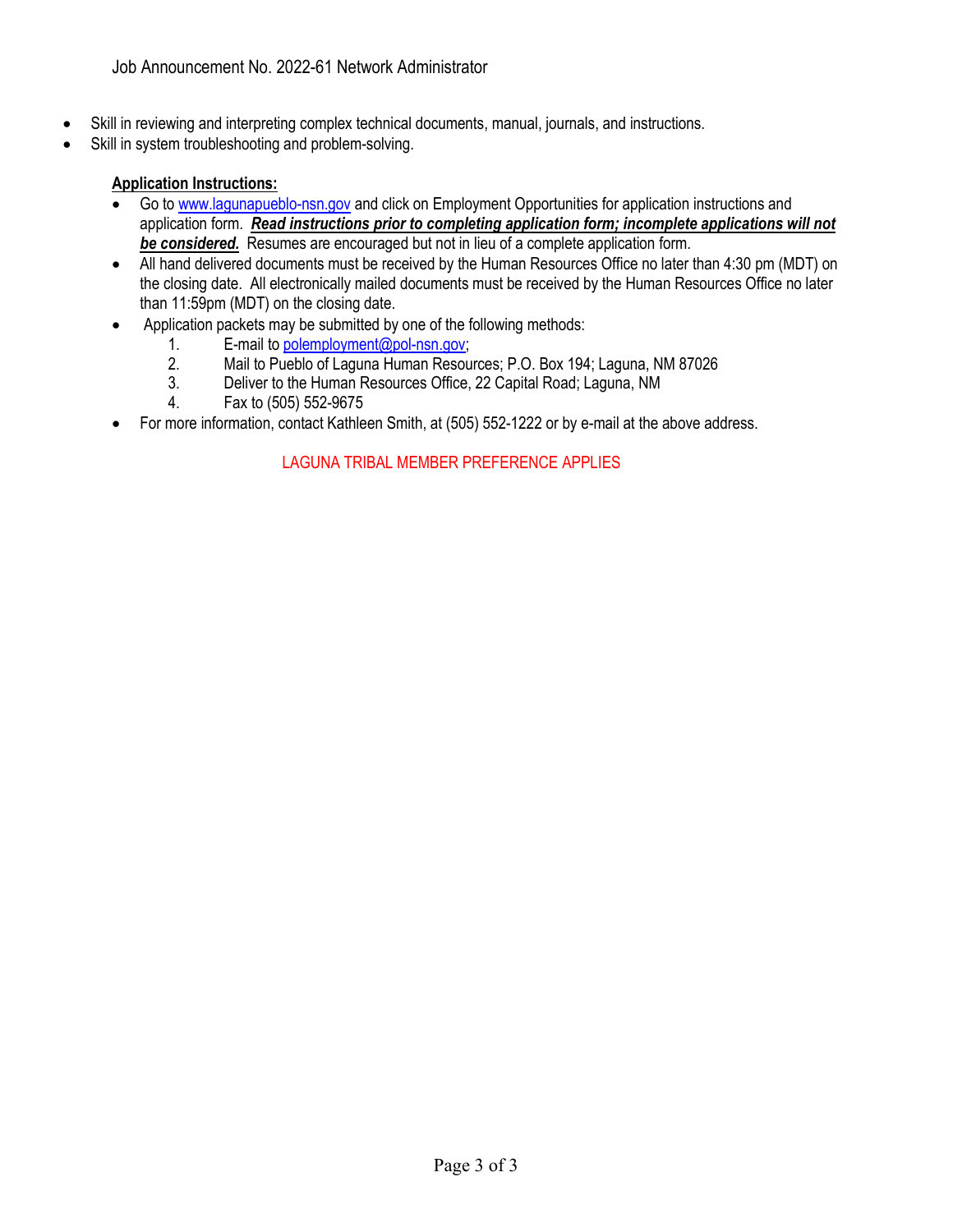- Skill in reviewing and interpreting complex technical documents, manual, journals, and instructions.
- Skill in system troubleshooting and problem-solving.

**Application Instructions:**

- Go to www.lagunapueblo-nsn.gov and click on Employment Opportunities for application instructions and application form. ***Read instructions prior to completing application form; incomplete applications will not be considered.*** Resumes are encouraged but not in lieu of a complete application form.
- All hand delivered documents must be received by the Human Resources Office no later than 4:30 pm (MDT) on the closing date. All electronically mailed documents must be received by the Human Resources Office no later than 11:59pm (MDT) on the closing date.
- Application packets may be submitted by one of the following methods:
  1. E-mail to polemployment@pol-nsn.gov;
  2. Mail to Pueblo of Laguna Human Resources; P.O. Box 194; Laguna, NM 87026
  3. Deliver to the Human Resources Office, 22 Capital Road; Laguna, NM
  4. Fax to (505) 552-9675
- For more information, contact Kathleen Smith, at (505) 552-1222 or by e-mail at the above address.

LAGUNA TRIBAL MEMBER PREFERENCE APPLIES